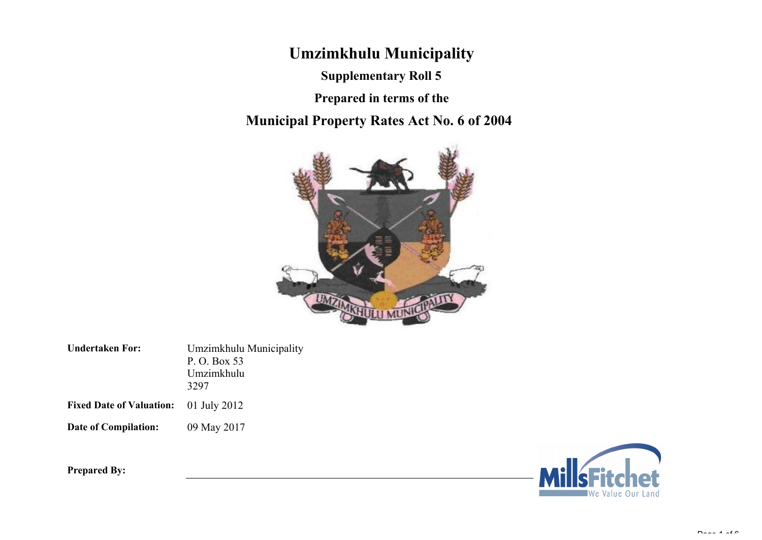# Umzimkhulu Municipality

## Supplementary Roll 5

## Prepared in terms of the

## Municipal Property Rates Act No. 6 of 2004

**Undertaken For:** Umzimkhulu Municipality
P. O. Box 53
Umzimkhulu
3297

**Fixed Date of Valuation:** 01 July 2012

**Date of Compilation:** 09 May 2017

**Prepared By:** ______________________________

MillsFitchet
We Value Our Land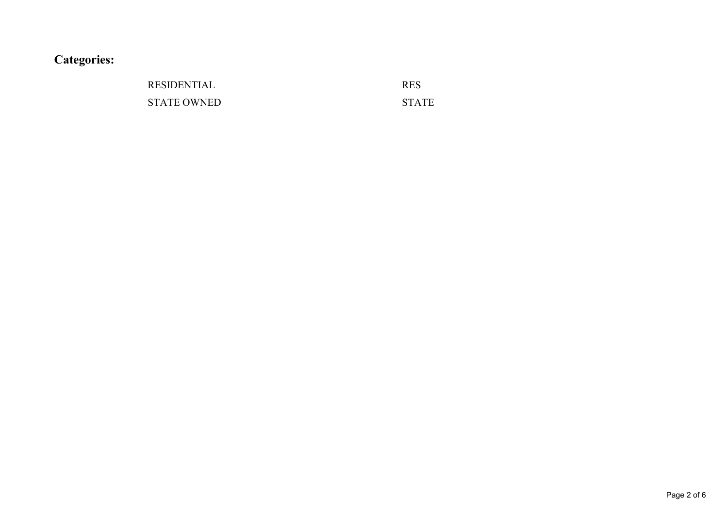## Categories:

| | |
|---|---|
| RESIDENTIAL | RES |
| STATE OWNED | STATE |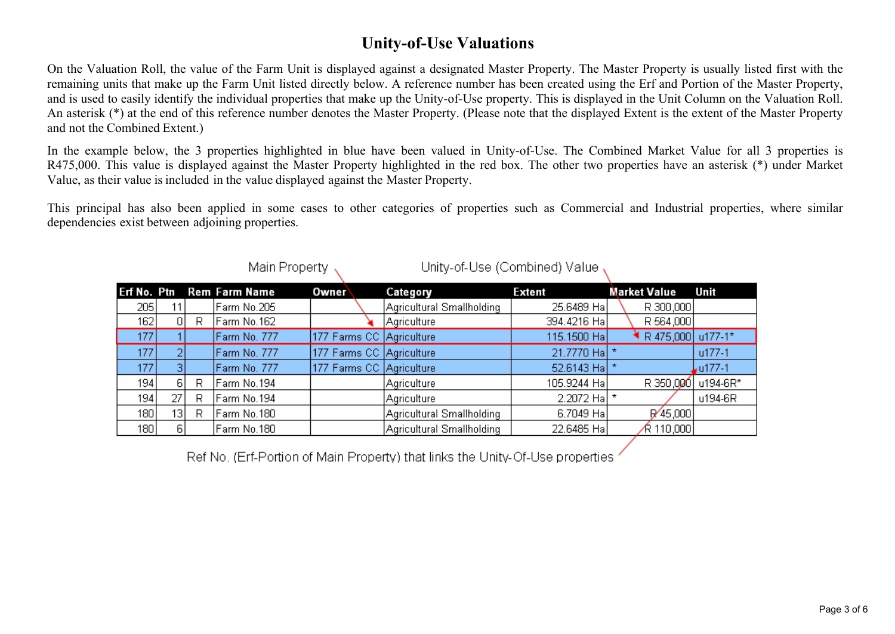# Unity-of-Use Valuations

On the Valuation Roll, the value of the Farm Unit is displayed against a designated Master Property. The Master Property is usually listed first with the remaining units that make up the Farm Unit listed directly below. A reference number has been created using the Erf and Portion of the Master Property, and is used to easily identify the individual properties that make up the Unity-of-Use property. This is displayed in the Unit Column on the Valuation Roll. An asterisk (*) at the end of this reference number denotes the Master Property. (Please note that the displayed Extent is the extent of the Master Property and not the Combined Extent.)

In the example below, the 3 properties highlighted in blue have been valued in Unity-of-Use. The Combined Market Value for all 3 properties is R475,000. This value is displayed against the Master Property highlighted in the red box. The other two properties have an asterisk (*) under Market Value, as their value is included in the value displayed against the Master Property.

This principal has also been applied in some cases to other categories of properties such as Commercial and Industrial properties, where similar dependencies exist between adjoining properties.

Main Property — Unity-of-Use (Combined) Value

| Erf No. | Ptn | Rem | Farm Name | Owner | Category | Extent | Market Value | Unit |
|---|---|---|---|---|---|---|---|---|
| 205 | 11 | | Farm No.205 | | Agricultural Smallholding | 25.6489 Ha | R 300,000 | |
| 162 | 0 | R | Farm No.162 | | Agriculture | 394.4216 Ha | R 564,000 | |
| 177 | 1 | | Farm No. 777 | 177 Farms CC | Agriculture | 115.1500 Ha | R 475,000 | u177-1* |
| 177 | 2 | | Farm No. 777 | 177 Farms CC | Agriculture | 21.7770 Ha | * | u177-1 |
| 177 | 3 | | Farm No. 777 | 177 Farms CC | Agriculture | 52.6143 Ha | * | u177-1 |
| 194 | 6 | R | Farm No.194 | | Agriculture | 105.9244 Ha | R 350,000 | u194-6R* |
| 194 | 27 | R | Farm No.194 | | Agriculture | 2.2072 Ha | * | u194-6R |
| 180 | 13 | R | Farm No.180 | | Agricultural Smallholding | 6.7049 Ha | R 45,000 | |
| 180 | 6 | | Farm No.180 | | Agricultural Smallholding | 22.6485 Ha | R 110,000 | |

Ref No. (Erf-Portion of Main Property) that links the Unity-Of-Use properties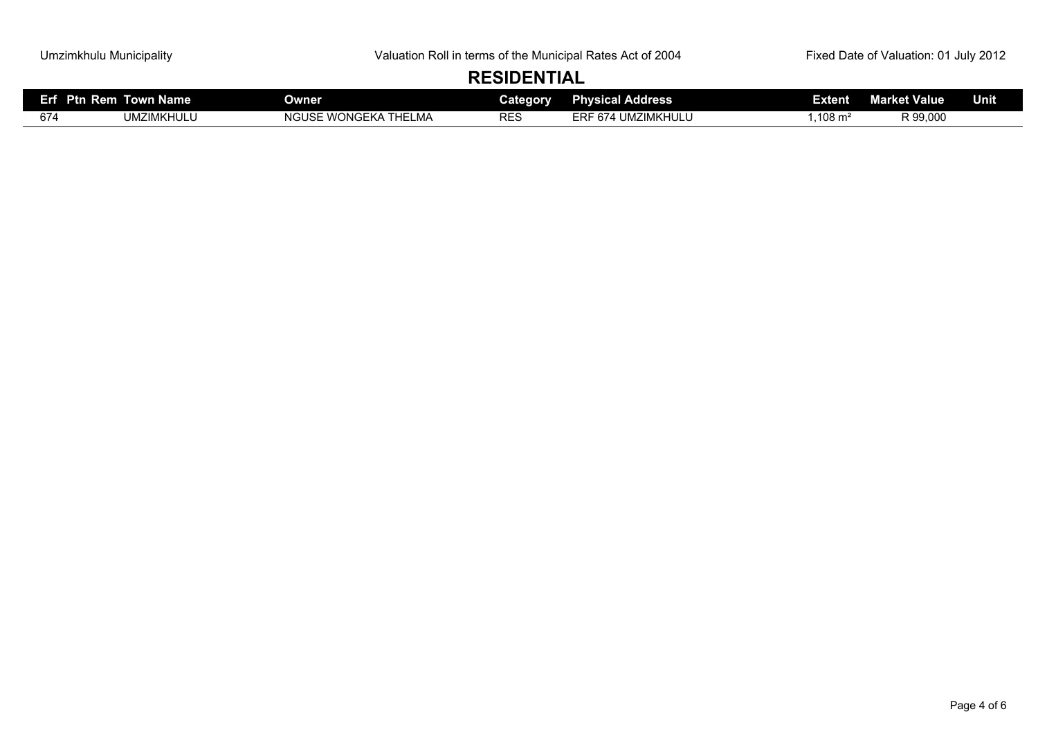## RESIDENTIAL

| Erf | Ptn | Rem | Town Name | Owner | Category | Physical Address | Extent | Market Value | Unit |
|---|---|---|---|---|---|---|---|---|---|
| 674 | | | UMZIMKHULU | NGUSE WONGEKA THELMA | RES | ERF 674 UMZIMKHULU | 1,108 m² | R 99,000 | |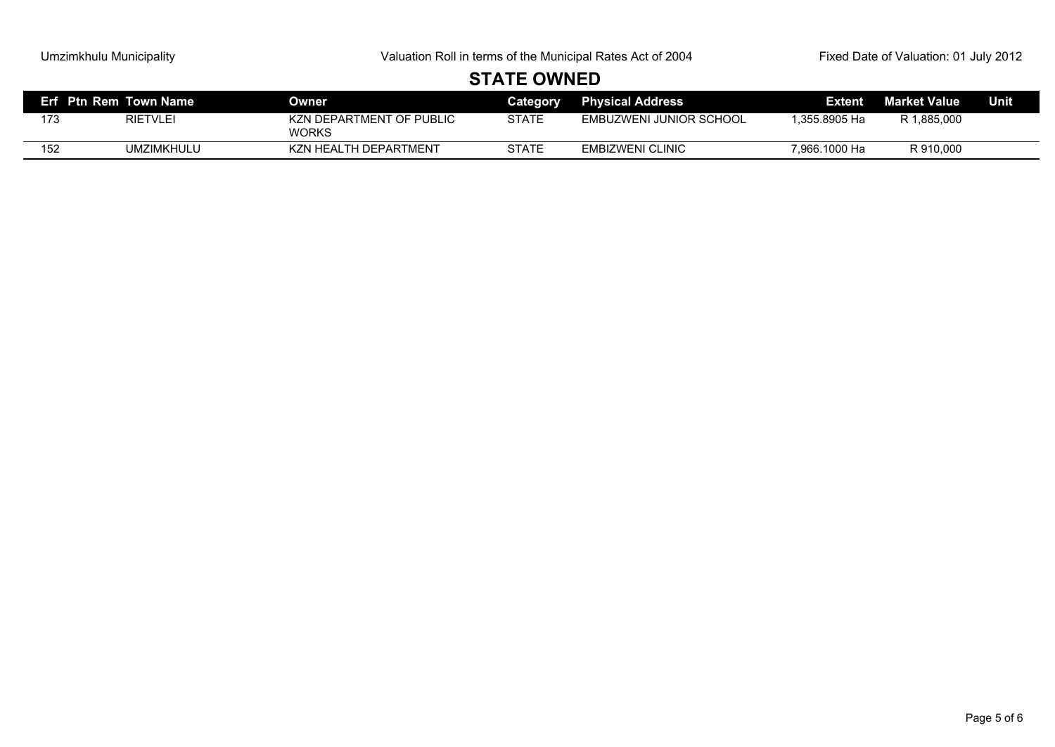## STATE OWNED

| Erf | Ptn | Rem | Town Name | Owner | Category | Physical Address | Extent | Market Value | Unit |
|---|---|---|---|---|---|---|---|---|---|
| 173 | | | RIETVLEI | KZN DEPARTMENT OF PUBLIC WORKS | STATE | EMBUZWENI JUNIOR SCHOOL | 1,355.8905 Ha | R 1,885,000 | |
| 152 | | | UMZIMKHULU | KZN HEALTH DEPARTMENT | STATE | EMBIZWENI CLINIC | 7,966.1000 Ha | R 910,000 | |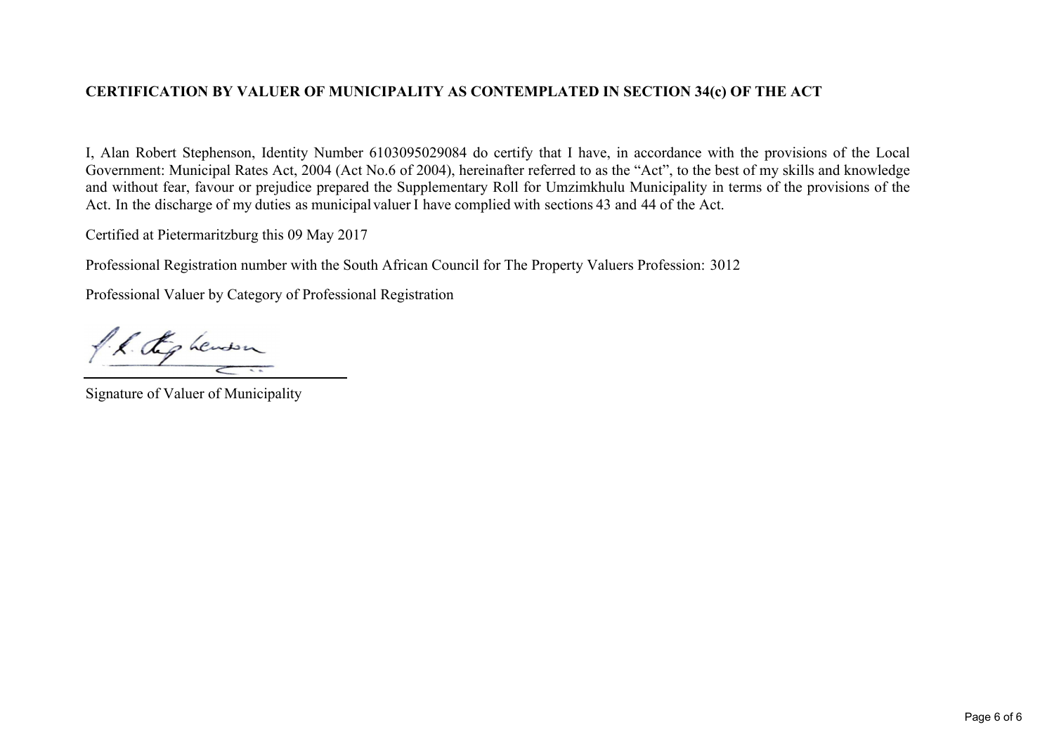**CERTIFICATION BY VALUER OF MUNICIPALITY AS CONTEMPLATED IN SECTION 34(c) OF THE ACT**

I, Alan Robert Stephenson, Identity Number 6103095029084 do certify that I have, in accordance with the provisions of the Local Government: Municipal Rates Act, 2004 (Act No.6 of 2004), hereinafter referred to as the "Act", to the best of my skills and knowledge and without fear, favour or prejudice prepared the Supplementary Roll for Umzimkhulu Municipality in terms of the provisions of the Act. In the discharge of my duties as municipal valuer I have complied with sections 43 and 44 of the Act.

Certified at Pietermaritzburg this 09 May 2017

Professional Registration number with the South African Council for The Property Valuers Profession: 3012

Professional Valuer by Category of Professional Registration

\_\_\_\_\_\_\_\_\_\_\_\_\_\_\_\_\_\_\_\_\_\_\_\_\_\_\_\_\_\_

Signature of Valuer of Municipality